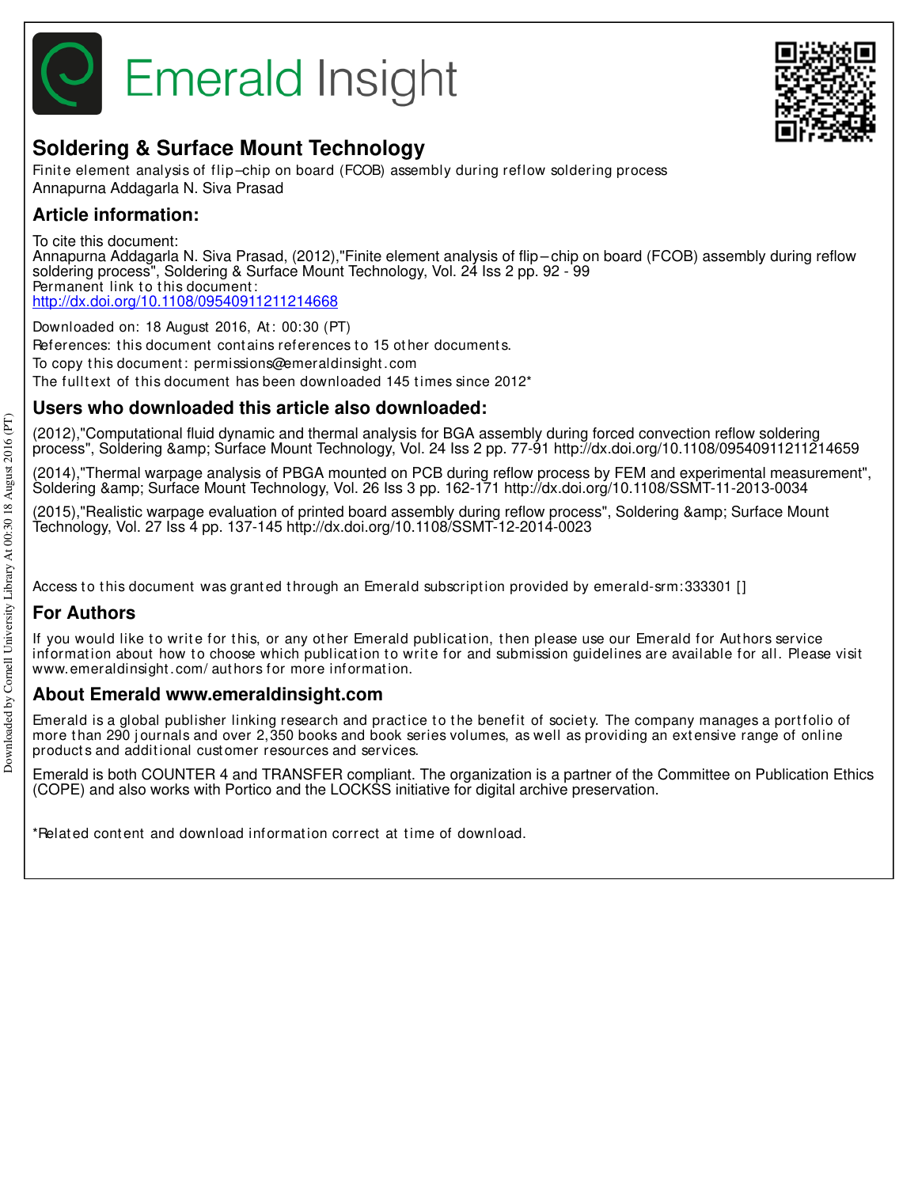# Emerald Insight

## Soldering & Surface Mount Technology

Finite element analysis of flip–chip on board (FCOB) assembly during reflow soldering process
Annapurna Addagarla N. Siva Prasad

## Article information:

To cite this document:
Annapurna Addagarla N. Siva Prasad, (2012),"Finite element analysis of flip–chip on board (FCOB) assembly during reflow soldering process", Soldering & Surface Mount Technology, Vol. 24 Iss 2 pp. 92 - 99
Permanent link to this document:
http://dx.doi.org/10.1108/09540911211214668

Downloaded on: 18 August 2016, At: 00:30 (PT)
References: this document contains references to 15 other documents.
To copy this document: permissions@emeraldinsight.com
The fulltext of this document has been downloaded 145 times since 2012*

## Users who downloaded this article also downloaded:

(2012),"Computational fluid dynamic and thermal analysis for BGA assembly during forced convection reflow soldering process", Soldering &amp; Surface Mount Technology, Vol. 24 Iss 2 pp. 77-91 http://dx.doi.org/10.1108/09540911211214659

(2014),"Thermal warpage analysis of PBGA mounted on PCB during reflow process by FEM and experimental measurement", Soldering &amp; Surface Mount Technology, Vol. 26 Iss 3 pp. 162-171 http://dx.doi.org/10.1108/SSMT-11-2013-0034

(2015),"Realistic warpage evaluation of printed board assembly during reflow process", Soldering &amp; Surface Mount Technology, Vol. 27 Iss 4 pp. 137-145 http://dx.doi.org/10.1108/SSMT-12-2014-0023

Access to this document was granted through an Emerald subscription provided by emerald-srm:333301 []

## For Authors

If you would like to write for this, or any other Emerald publication, then please use our Emerald for Authors service information about how to choose which publication to write for and submission guidelines are available for all. Please visit www.emeraldinsight.com/authors for more information.

## About Emerald www.emeraldinsight.com

Emerald is a global publisher linking research and practice to the benefit of society. The company manages a portfolio of more than 290 journals and over 2,350 books and book series volumes, as well as providing an extensive range of online products and additional customer resources and services.

Emerald is both COUNTER 4 and TRANSFER compliant. The organization is a partner of the Committee on Publication Ethics (COPE) and also works with Portico and the LOCKSS initiative for digital archive preservation.

*Related content and download information correct at time of download.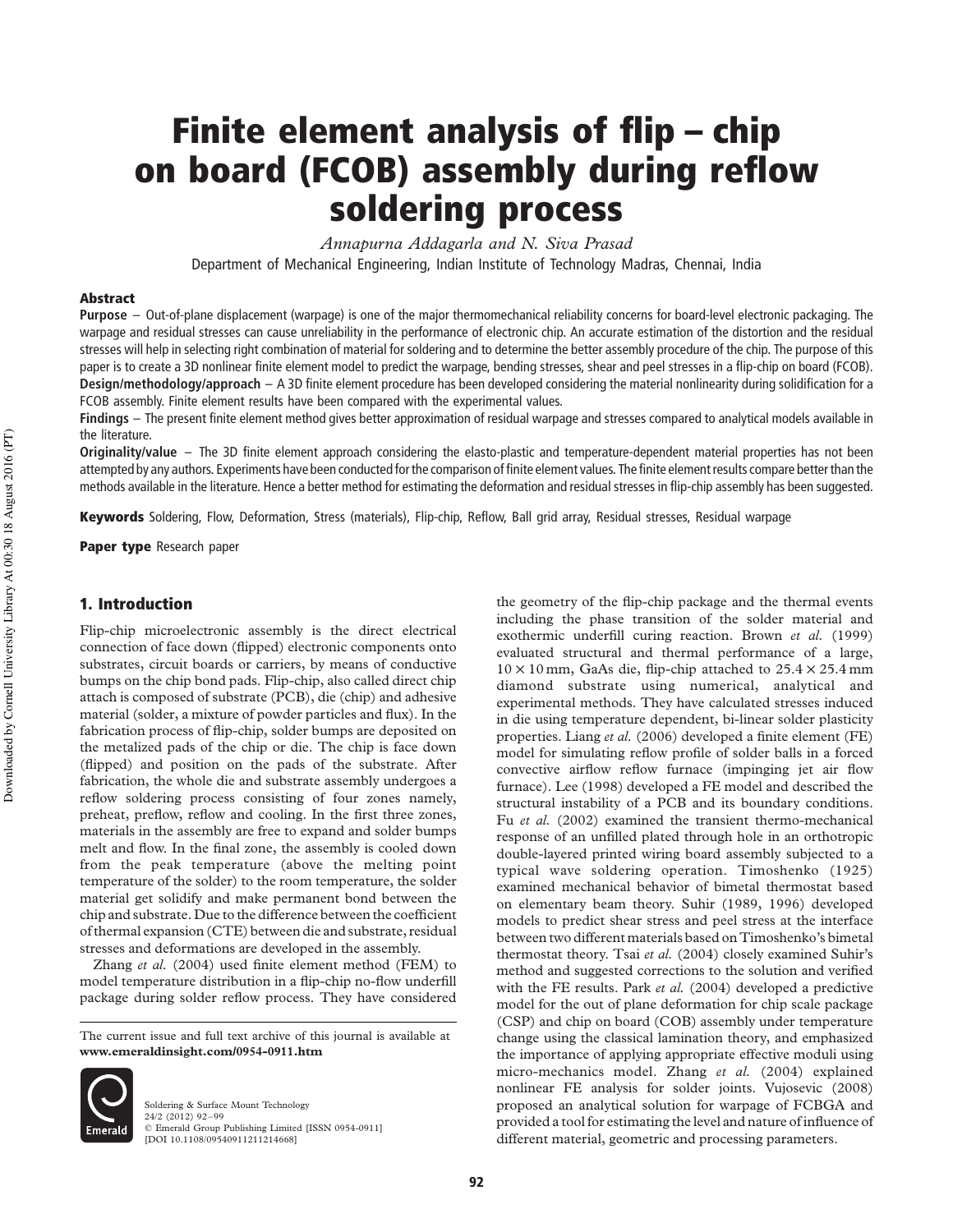# Finite element analysis of flip – chip on board (FCOB) assembly during reflow soldering process

*Annapurna Addagarla and N. Siva Prasad*

Department of Mechanical Engineering, Indian Institute of Technology Madras, Chennai, India

## Abstract

**Purpose** – Out-of-plane displacement (warpage) is one of the major thermomechanical reliability concerns for board-level electronic packaging. The warpage and residual stresses can cause unreliability in the performance of electronic chip. An accurate estimation of the distortion and the residual stresses will help in selecting right combination of material for soldering and to determine the better assembly procedure of the chip. The purpose of this paper is to create a 3D nonlinear finite element model to predict the warpage, bending stresses, shear and peel stresses in a flip-chip on board (FCOB).

**Design/methodology/approach** – A 3D finite element procedure has been developed considering the material nonlinearity during solidification for a FCOB assembly. Finite element results have been compared with the experimental values.

**Findings** – The present finite element method gives better approximation of residual warpage and stresses compared to analytical models available in the literature.

**Originality/value** – The 3D finite element approach considering the elasto-plastic and temperature-dependent material properties has not been attempted by any authors. Experiments have been conducted for the comparison of finite element values. The finite element results compare better than the methods available in the literature. Hence a better method for estimating the deformation and residual stresses in flip-chip assembly has been suggested.

**Keywords** Soldering, Flow, Deformation, Stress (materials), Flip-chip, Reflow, Ball grid array, Residual stresses, Residual warpage

**Paper type** Research paper

## 1. Introduction

Flip-chip microelectronic assembly is the direct electrical connection of face down (flipped) electronic components onto substrates, circuit boards or carriers, by means of conductive bumps on the chip bond pads. Flip-chip, also called direct chip attach is composed of substrate (PCB), die (chip) and adhesive material (solder, a mixture of powder particles and flux). In the fabrication process of flip-chip, solder bumps are deposited on the metalized pads of the chip or die. The chip is face down (flipped) and position on the pads of the substrate. After fabrication, the whole die and substrate assembly undergoes a reflow soldering process consisting of four zones namely, preheat, preflow, reflow and cooling. In the first three zones, materials in the assembly are free to expand and solder bumps melt and flow. In the final zone, the assembly is cooled down from the peak temperature (above the melting point temperature of the solder) to the room temperature, the solder material get solidify and make permanent bond between the chip and substrate. Due to the difference between the coefficient of thermal expansion (CTE) between die and substrate, residual stresses and deformations are developed in the assembly.

Zhang *et al.* (2004) used finite element method (FEM) to model temperature distribution in a flip-chip no-flow underfill package during solder reflow process. They have considered the geometry of the flip-chip package and the thermal events including the phase transition of the solder material and exothermic underfill curing reaction. Brown *et al.* (1999) evaluated structural and thermal performance of a large, $10 \times 10$ mm, GaAs die, flip-chip attached to $25.4 \times 25.4$ mm diamond substrate using numerical, analytical and experimental methods. They have calculated stresses induced in die using temperature dependent, bi-linear solder plasticity properties. Liang *et al.* (2006) developed a finite element (FE) model for simulating reflow profile of solder balls in a forced convective airflow reflow furnace (impinging jet air flow furnace). Lee (1998) developed a FE model and described the structural instability of a PCB and its boundary conditions. Fu *et al.* (2002) examined the transient thermo-mechanical response of an unfilled plated through hole in an orthotropic double-layered printed wiring board assembly subjected to a typical wave soldering operation. Timoshenko (1925) examined mechanical behavior of bimetal thermostat based on elementary beam theory. Suhir (1989, 1996) developed models to predict shear stress and peel stress at the interface between two different materials based on Timoshenko's bimetal thermostat theory. Tsai *et al.* (2004) closely examined Suhir's method and suggested corrections to the solution and verified with the FE results. Park *et al.* (2004) developed a predictive model for the out of plane deformation for chip scale package (CSP) and chip on board (COB) assembly under temperature change using the classical lamination theory, and emphasized the importance of applying appropriate effective moduli using micro-mechanics model. Zhang *et al.* (2004) explained nonlinear FE analysis for solder joints. Vujosevic (2008) proposed an analytical solution for warpage of FCBGA and provided a tool for estimating the level and nature of influence of different material, geometric and processing parameters.

The current issue and full text archive of this journal is available at **www.emeraldinsight.com/0954-0911.htm**

Soldering & Surface Mount Technology
24/2 (2012) 92–99
© Emerald Group Publishing Limited [ISSN 0954-0911]
[DOI 10.1108/09540911211214668]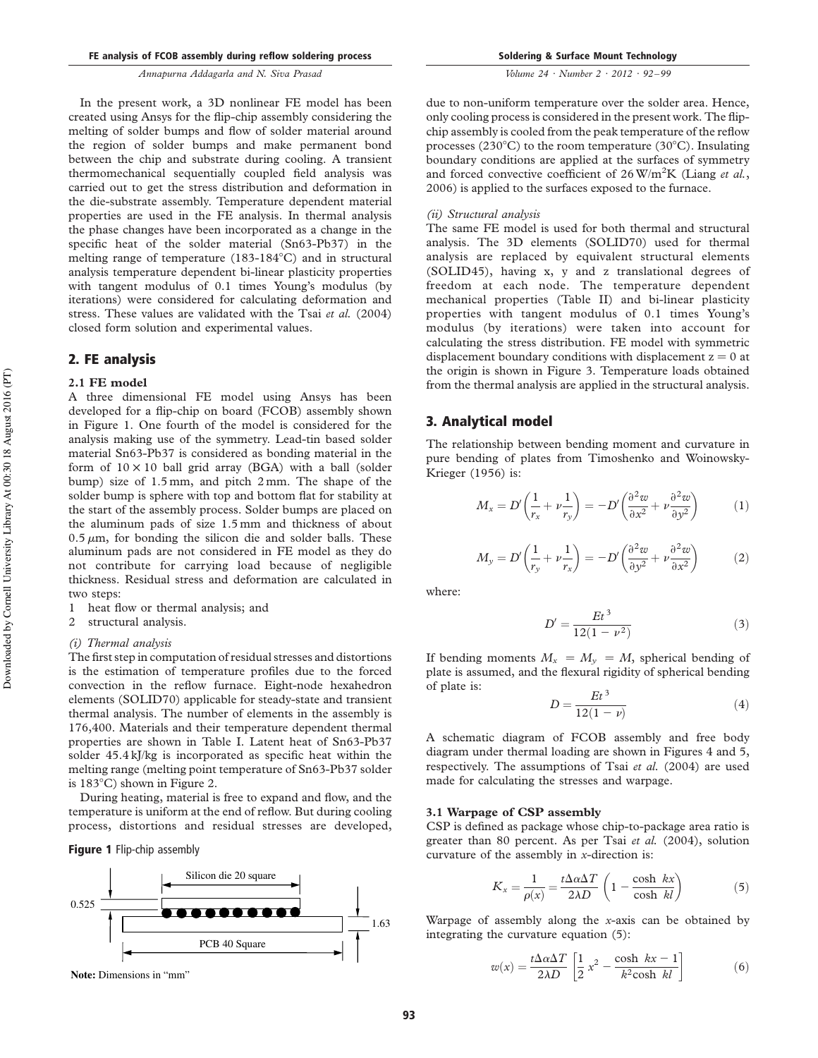In the present work, a 3D nonlinear FE model has been created using Ansys for the flip-chip assembly considering the melting of solder bumps and flow of solder material around the region of solder bumps and make permanent bond between the chip and substrate during cooling. A transient thermomechanical sequentially coupled field analysis was carried out to get the stress distribution and deformation in the die-substrate assembly. Temperature dependent material properties are used in the FE analysis. In thermal analysis the phase changes have been incorporated as a change in the specific heat of the solder material (Sn63-Pb37) in the melting range of temperature (183-184°C) and in structural analysis temperature dependent bi-linear plasticity properties with tangent modulus of 0.1 times Young's modulus (by iterations) were considered for calculating deformation and stress. These values are validated with the Tsai *et al.* (2004) closed form solution and experimental values.

## 2. FE analysis

### 2.1 FE model

A three dimensional FE model using Ansys has been developed for a flip-chip on board (FCOB) assembly shown in Figure 1. One fourth of the model is considered for the analysis making use of the symmetry. Lead-tin based solder material Sn63-Pb37 is considered as bonding material in the form of $10 \times 10$ ball grid array (BGA) with a ball (solder bump) size of 1.5 mm, and pitch 2 mm. The shape of the solder bump is sphere with top and bottom flat for stability at the start of the assembly process. Solder bumps are placed on the aluminum pads of size 1.5 mm and thickness of about $0.5\,\mu$m, for bonding the silicon die and solder balls. These aluminum pads are not considered in FE model as they do not contribute for carrying load because of negligible thickness. Residual stress and deformation are calculated in two steps:

1. heat flow or thermal analysis; and
2. structural analysis.

*(i) Thermal analysis*

The first step in computation of residual stresses and distortions is the estimation of temperature profiles due to the forced convection in the reflow furnace. Eight-node hexahedron elements (SOLID70) applicable for steady-state and transient thermal analysis. The number of elements in the assembly is 176,400. Materials and their temperature dependent thermal properties are shown in Table I. Latent heat of Sn63-Pb37 solder 45.4 kJ/kg is incorporated as specific heat within the melting range (melting point temperature of Sn63-Pb37 solder is 183°C) shown in Figure 2.

During heating, material is free to expand and flow, and the temperature is uniform at the end of reflow. But during cooling process, distortions and residual stresses are developed, due to non-uniform temperature over the solder area. Hence, only cooling process is considered in the present work. The flip-chip assembly is cooled from the peak temperature of the reflow processes (230°C) to the room temperature (30°C). Insulating boundary conditions are applied at the surfaces of symmetry and forced convective coefficient of $26\,W/m^2K$ (Liang *et al.*, 2006) is applied to the surfaces exposed to the furnace.

**Figure 1** Flip-chip assembly

Silicon die 20 square; PCB 40 Square; 0.525; 1.63

**Note:** Dimensions in "mm"

*(ii) Structural analysis*

The same FE model is used for both thermal and structural analysis. The 3D elements (SOLID70) used for thermal analysis are replaced by equivalent structural elements (SOLID45), having x, y and z translational degrees of freedom at each node. The temperature dependent mechanical properties (Table II) and bi-linear plasticity properties with tangent modulus of 0.1 times Young's modulus (by iterations) were taken into account for calculating the stress distribution. FE model with symmetric displacement boundary conditions with displacement $z = 0$ at the origin is shown in Figure 3. Temperature loads obtained from the thermal analysis are applied in the structural analysis.

## 3. Analytical model

The relationship between bending moment and curvature in pure bending of plates from Timoshenko and Woinowsky-Krieger (1956) is:

$$M_x = D'\left(\frac{1}{r_x} + \nu\frac{1}{r_y}\right) = -D'\left(\frac{\partial^2 w}{\partial x^2} + \nu\frac{\partial^2 w}{\partial y^2}\right) \tag{1}$$

$$M_y = D'\left(\frac{1}{r_y} + \nu\frac{1}{r_x}\right) = -D'\left(\frac{\partial^2 w}{\partial y^2} + \nu\frac{\partial^2 w}{\partial x^2}\right) \tag{2}$$

where:

$$D' = \frac{Et^3}{12(1-\nu^2)} \tag{3}$$

If bending moments $M_x = M_y = M$, spherical bending of plate is assumed, and the flexural rigidity of spherical bending of plate is:

$$D = \frac{Et^3}{12(1-\nu)} \tag{4}$$

A schematic diagram of FCOB assembly and free body diagram under thermal loading are shown in Figures 4 and 5, respectively. The assumptions of Tsai *et al.* (2004) are used made for calculating the stresses and warpage.

### 3.1 Warpage of CSP assembly

CSP is defined as package whose chip-to-package area ratio is greater than 80 percent. As per Tsai *et al.* (2004), solution curvature of the assembly in *x*-direction is:

$$K_x = \frac{1}{\rho(x)} = \frac{t\Delta\alpha\Delta T}{2\lambda D}\left(1 - \frac{\cosh\ kx}{\cosh\ kl}\right) \tag{5}$$

Warpage of assembly along the *x*-axis can be obtained by integrating the curvature equation (5):

$$w(x) = \frac{t\Delta\alpha\Delta T}{2\lambda D}\left[\frac{1}{2}x^2 - \frac{\cosh\ kx - 1}{k^2\cosh\ kl}\right] \tag{6}$$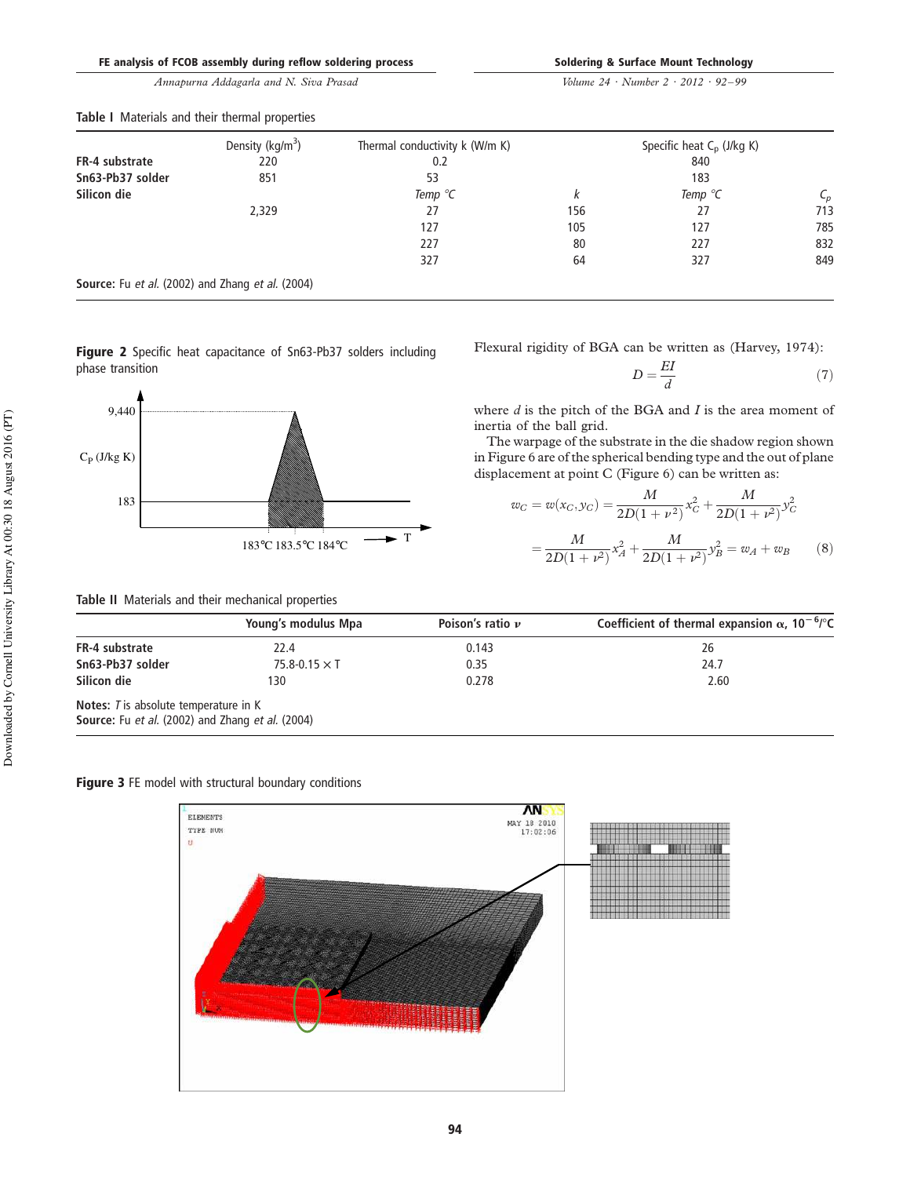Table I Materials and their thermal properties

| | Density (kg/m$^3$) | Thermal conductivity k (W/m K) | | Specific heat $C_p$ (J/kg K) | |
|---|---|---|---|---|---|
| **FR-4 substrate** | 220 | 0.2 | | 840 | |
| **Sn63-Pb37 solder** | 851 | 53 | | 183 | |
| **Silicon die** | | *Temp °C* | *k* | *Temp °C* | $C_p$ |
| | 2,329 | 27 | 156 | 27 | 713 |
| | | 127 | 105 | 127 | 785 |
| | | 227 | 80 | 227 | 832 |
| | | 327 | 64 | 327 | 849 |

**Source:** Fu *et al.* (2002) and Zhang *et al.* (2004)

**Figure 2** Specific heat capacitance of Sn63-Pb37 solders including phase transition

Flexural rigidity of BGA can be written as (Harvey, 1974):

$$D = \frac{EI}{d} \tag{7}$$

where $d$ is the pitch of the BGA and $I$ is the area moment of inertia of the ball grid.

The warpage of the substrate in the die shadow region shown in Figure 6 are of the spherical bending type and the out of plane displacement at point C (Figure 6) can be written as:

$$w_C = w(x_C, y_C) = \frac{M}{2D(1+\nu^2)}x_C^2 + \frac{M}{2D(1+\nu^2)}y_C^2$$
$$= \frac{M}{2D(1+\nu^2)}x_A^2 + \frac{M}{2D(1+\nu^2)}y_B^2 = w_A + w_B \tag{8}$$

Table II Materials and their mechanical properties

| | Young's modulus Mpa | Poison's ratio $\nu$ | Coefficient of thermal expansion $\alpha$, $10^{-6}$/°C |
|---|---|---|---|
| **FR-4 substrate** | 22.4 | 0.143 | 26 |
| **Sn63-Pb37 solder** | 75.8-0.15 × T | 0.35 | 24.7 |
| **Silicon die** | 130 | 0.278 | 2.60 |

**Notes:** *T* is absolute temperature in K
**Source:** Fu *et al.* (2002) and Zhang *et al.* (2004)

**Figure 3** FE model with structural boundary conditions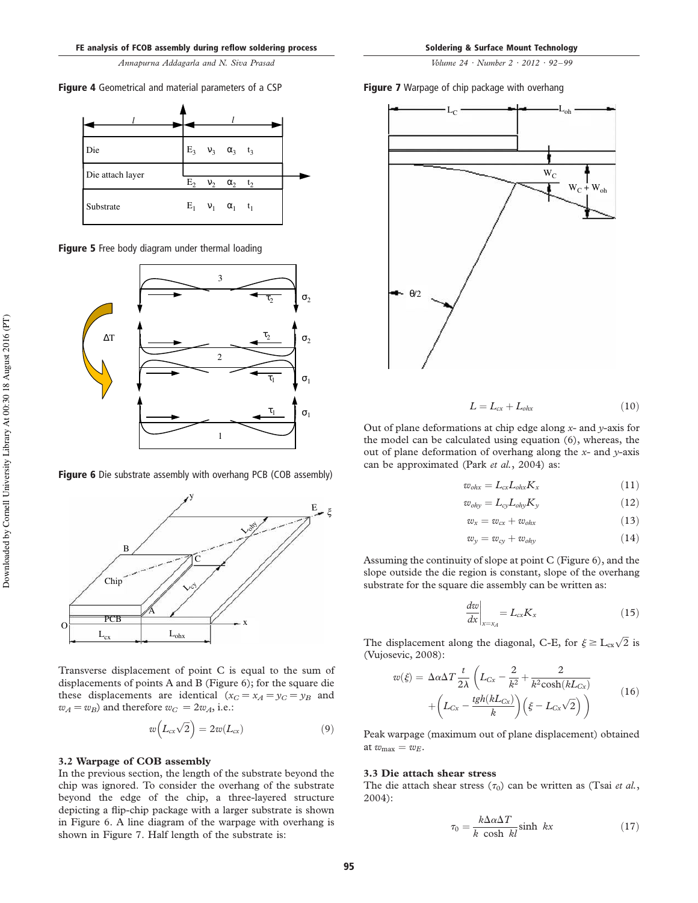**Figure 4** Geometrical and material parameters of a CSP

**Figure 5** Free body diagram under thermal loading

**Figure 6** Die substrate assembly with overhang PCB (COB assembly)

Transverse displacement of point C is equal to the sum of displacements of points A and B (Figure 6); for the square die these displacements are identical ($x_C = x_A = y_C = y_B$ and $w_A = w_B$) and therefore $w_C = 2w_A$, i.e.:

$$w\left(L_{cx}\sqrt{2}\right) = 2w(L_{cx}) \tag{9}$$

### 3.2 Warpage of COB assembly

In the previous section, the length of the substrate beyond the chip was ignored. To consider the overhang of the substrate beyond the edge of the chip, a three-layered structure depicting a flip-chip package with a larger substrate is shown in Figure 6. A line diagram of the warpage with overhang is shown in Figure 7. Half length of the substrate is:

**Figure 7** Warpage of chip package with overhang

$$L = L_{cx} + L_{ohx} \tag{10}$$

Out of plane deformations at chip edge along *x*- and *y*-axis for the model can be calculated using equation (6), whereas, the out of plane deformation of overhang along the *x*- and *y*-axis can be approximated (Park *et al.*, 2004) as:

$$w_{ohx} = L_{cx}L_{ohx}K_x \tag{11}$$

$$w_{ohy} = L_{cy}L_{ohy}K_y \tag{12}$$

$$w_x = w_{cx} + w_{ohx} \tag{13}$$

$$w_y = w_{cy} + w_{ohy} \tag{14}$$

Assuming the continuity of slope at point C (Figure 6), and the slope outside the die region is constant, slope of the overhang substrate for the square die assembly can be written as:

$$\left.\frac{dw}{dx}\right|_{x=x_A} = L_{cx}K_x \tag{15}$$

The displacement along the diagonal, C-E, for $\xi \geq L_{cx}\sqrt{2}$ is (Vujosevic, 2008):

$$w(\xi) = \Delta\alpha\Delta T\frac{t}{2\lambda}\left(L_{Cx} - \frac{2}{k^2} + \frac{2}{k^2\cosh(kL_{Cx})} + \left(L_{Cx} - \frac{tgh(kL_{Cx})}{k}\right)\left(\xi - L_{Cx}\sqrt{2}\right)\right) \tag{16}$$

Peak warpage (maximum out of plane displacement) obtained at $w_{\max} = w_E$.

### 3.3 Die attach shear stress

The die attach shear stress ($\tau_0$) can be written as (Tsai *et al.*, 2004):

$$\tau_0 = \frac{k\Delta\alpha\Delta T}{k\ \cosh\ kl}\sinh\ kx \tag{17}$$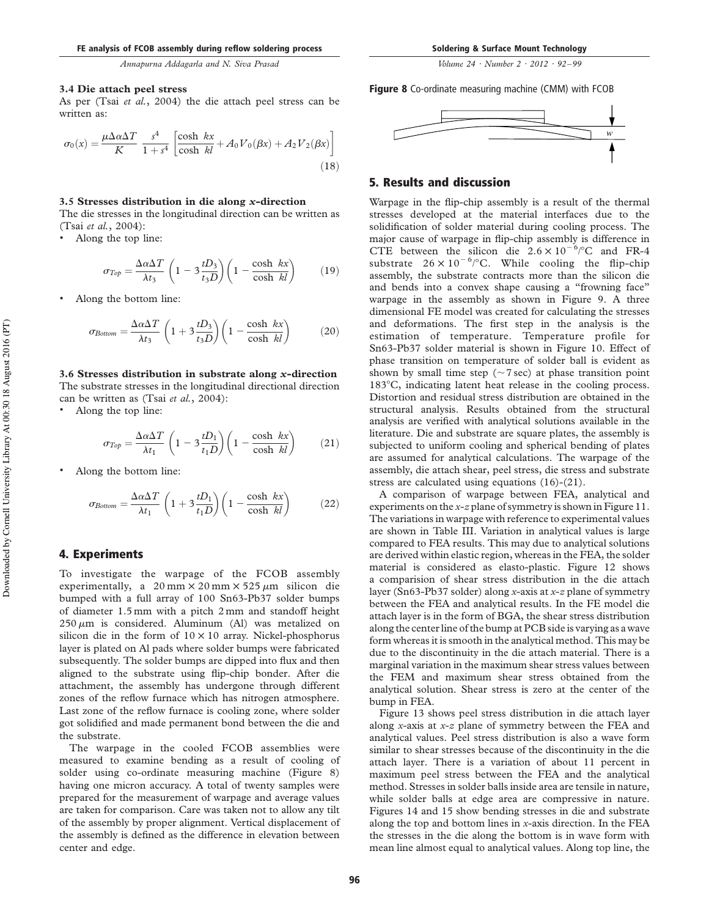### 3.4 Die attach peel stress

As per (Tsai *et al.*, 2004) the die attach peel stress can be written as:

$$\sigma_0(x) = \frac{\mu \Delta\alpha \Delta T}{K} \frac{s^4}{1+s^4}\left[\frac{\cosh\ kx}{\cosh\ kl} + A_0 V_0(\beta x) + A_2 V_2(\beta x)\right] \quad (18)$$

### 3.5 Stresses distribution in die along *x*-direction

The die stresses in the longitudinal direction can be written as (Tsai *et al.*, 2004):

- Along the top line:

$$\sigma_{Top} = \frac{\Delta\alpha\Delta T}{\lambda t_3}\left(1 - 3\frac{tD_3}{t_3 D}\right)\left(1 - \frac{\cosh\ kx}{\cosh\ kl}\right) \quad (19)$$

- Along the bottom line:

$$\sigma_{Bottom} = \frac{\Delta\alpha\Delta T}{\lambda t_3}\left(1 + 3\frac{tD_3}{t_3 D}\right)\left(1 - \frac{\cosh\ kx}{\cosh\ kl}\right) \quad (20)$$

### 3.6 Stresses distribution in substrate along *x*-direction

The substrate stresses in the longitudinal directional direction can be written as (Tsai *et al.*, 2004):

- Along the top line:

$$\sigma_{Top} = \frac{\Delta\alpha\Delta T}{\lambda t_1}\left(1 - 3\frac{tD_1}{t_1 D}\right)\left(1 - \frac{\cosh\ kx}{\cosh\ kl}\right) \quad (21)$$

- Along the bottom line:

$$\sigma_{Bottom} = \frac{\Delta\alpha\Delta T}{\lambda t_1}\left(1 + 3\frac{tD_1}{t_1 D}\right)\left(1 - \frac{\cosh\ kx}{\cosh\ kl}\right) \quad (22)$$

## 4. Experiments

To investigate the warpage of the FCOB assembly experimentally, a $20\,\text{mm} \times 20\,\text{mm} \times 525\,\mu\text{m}$ silicon die bumped with a full array of 100 Sn63-Pb37 solder bumps of diameter 1.5 mm with a pitch 2 mm and standoff height $250\,\mu\text{m}$ is considered. Aluminum (Al) was metalized on silicon die in the form of $10 \times 10$ array. Nickel-phosphorus layer is plated on Al pads where solder bumps were fabricated subsequently. The solder bumps are dipped into flux and then aligned to the substrate using flip-chip bonder. After die attachment, the assembly has undergone through different zones of the reflow furnace which has nitrogen atmosphere. Last zone of the reflow furnace is cooling zone, where solder got solidified and made permanent bond between the die and the substrate.

The warpage in the cooled FCOB assemblies were measured to examine bending as a result of cooling of solder using co-ordinate measuring machine (Figure 8) having one micron accuracy. A total of twenty samples were prepared for the measurement of warpage and average values are taken for comparison. Care was taken not to allow any tilt of the assembly by proper alignment. Vertical displacement of the assembly is defined as the difference in elevation between center and edge.

**Figure 8** Co-ordinate measuring machine (CMM) with FCOB

## 5. Results and discussion

Warpage in the flip-chip assembly is a result of the thermal stresses developed at the material interfaces due to the solidification of solder material during cooling process. The major cause of warpage in flip-chip assembly is difference in CTE between the silicon die $2.6 \times 10^{-6}$/°C and FR-4 substrate $26 \times 10^{-6}$/°C. While cooling the flip-chip assembly, the substrate contracts more than the silicon die and bends into a convex shape causing a "frowning face" warpage in the assembly as shown in Figure 9. A three dimensional FE model was created for calculating the stresses and deformations. The first step in the analysis is the estimation of temperature. Temperature profile for Sn63-Pb37 solder material is shown in Figure 10. Effect of phase transition on temperature of solder ball is evident as shown by small time step (~7 sec) at phase transition point 183°C, indicating latent heat release in the cooling process. Distortion and residual stress distribution are obtained in the structural analysis. Results obtained from the structural analysis are verified with analytical solutions available in the literature. Die and substrate are square plates, the assembly is subjected to uniform cooling and spherical bending of plates are assumed for analytical calculations. The warpage of the assembly, die attach shear, peel stress, die stress and substrate stress are calculated using equations (16)-(21).

A comparison of warpage between FEA, analytical and experiments on the *x-z* plane of symmetry is shown in Figure 11. The variations in warpage with reference to experimental values are shown in Table III. Variation in analytical values is large compared to FEA results. This may due to analytical solutions are derived within elastic region, whereas in the FEA, the solder material is considered as elasto-plastic. Figure 12 shows a comparision of shear stress distribution in the die attach layer (Sn63-Pb37 solder) along *x*-axis at *x-z* plane of symmetry between the FEA and analytical results. In the FE model die attach layer is in the form of BGA, the shear stress distribution along the center line of the bump at PCB side is varying as a wave form whereas it is smooth in the analytical method. This may be due to the discontinuity in the die attach material. There is a marginal variation in the maximum shear stress values between the FEM and maximum shear stress obtained from the analytical solution. Shear stress is zero at the center of the bump in FEA.

Figure 13 shows peel stress distribution in die attach layer along *x*-axis at *x-z* plane of symmetry between the FEA and analytical values. Peel stress distribution is also a wave form similar to shear stresses because of the discontinuity in the die attach layer. There is a variation of about 11 percent in maximum peel stress between the FEA and the analytical method. Stresses in solder balls inside area are tensile in nature, while solder balls at edge area are compressive in nature. Figures 14 and 15 show bending stresses in die and substrate along the top and bottom lines in *x*-axis direction. In the FEA the stresses in the die along the bottom is in wave form with mean line almost equal to analytical values. Along top line, the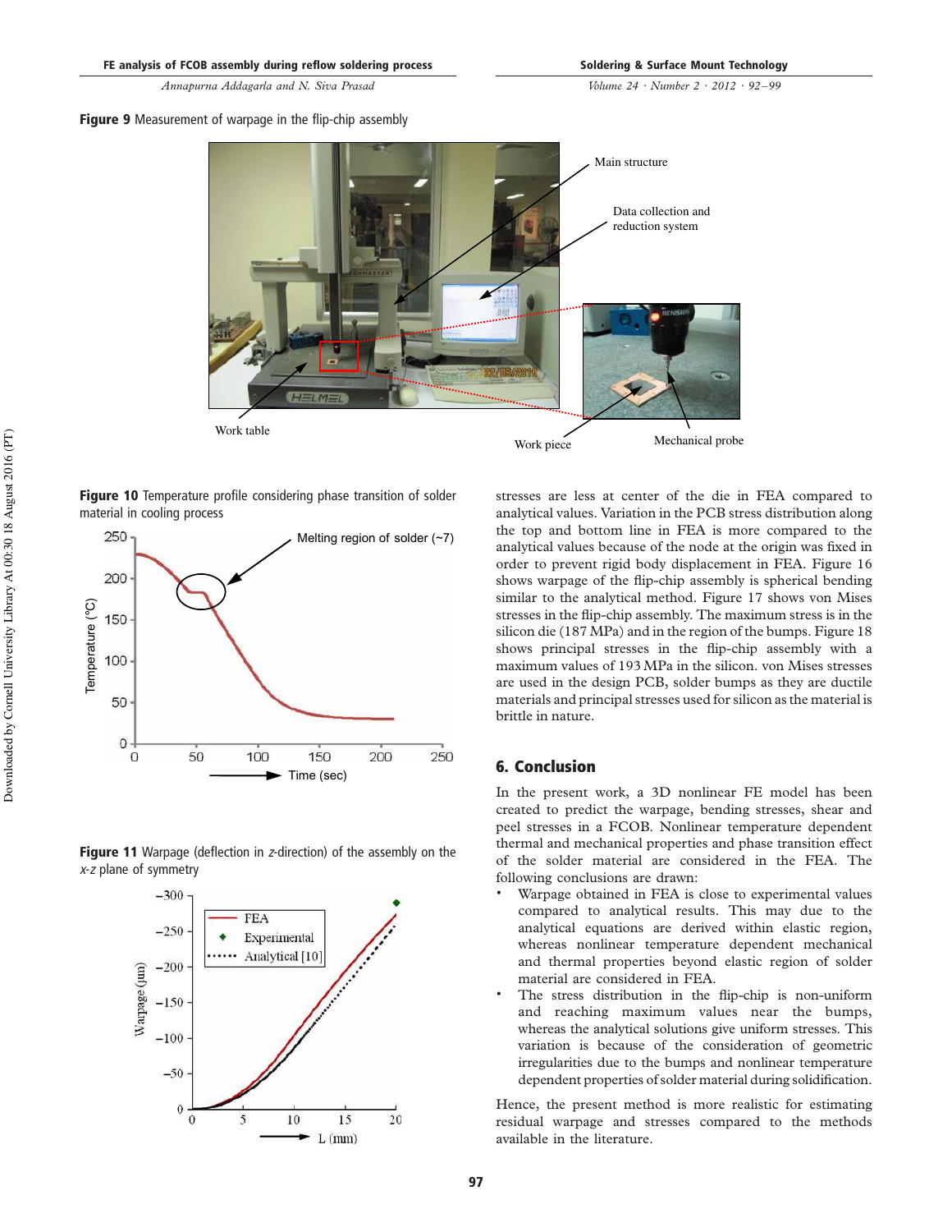**Figure 9** Measurement of warpage in the flip-chip assembly

**Figure 10** Temperature profile considering phase transition of solder material in cooling process

**Figure 11** Warpage (deflection in *z*-direction) of the assembly on the *x*-*z* plane of symmetry

stresses are less at center of the die in FEA compared to analytical values. Variation in the PCB stress distribution along the top and bottom line in FEA is more compared to the analytical values because of the node at the origin was fixed in order to prevent rigid body displacement in FEA. Figure 16 shows warpage of the flip-chip assembly is spherical bending similar to the analytical method. Figure 17 shows von Mises stresses in the flip-chip assembly. The maximum stress is in the silicon die (187 MPa) and in the region of the bumps. Figure 18 shows principal stresses in the flip-chip assembly with a maximum values of 193 MPa in the silicon. von Mises stresses are used in the design PCB, solder bumps as they are ductile materials and principal stresses used for silicon as the material is brittle in nature.

## 6. Conclusion

In the present work, a 3D nonlinear FE model has been created to predict the warpage, bending stresses, shear and peel stresses in a FCOB. Nonlinear temperature dependent thermal and mechanical properties and phase transition effect of the solder material are considered in the FEA. The following conclusions are drawn:

- Warpage obtained in FEA is close to experimental values compared to analytical results. This may due to the analytical equations are derived within elastic region, whereas nonlinear temperature dependent mechanical and thermal properties beyond elastic region of solder material are considered in FEA.
- The stress distribution in the flip-chip is non-uniform and reaching maximum values near the bumps, whereas the analytical solutions give uniform stresses. This variation is because of the consideration of geometric irregularities due to the bumps and nonlinear temperature dependent properties of solder material during solidification.

Hence, the present method is more realistic for estimating residual warpage and stresses compared to the methods available in the literature.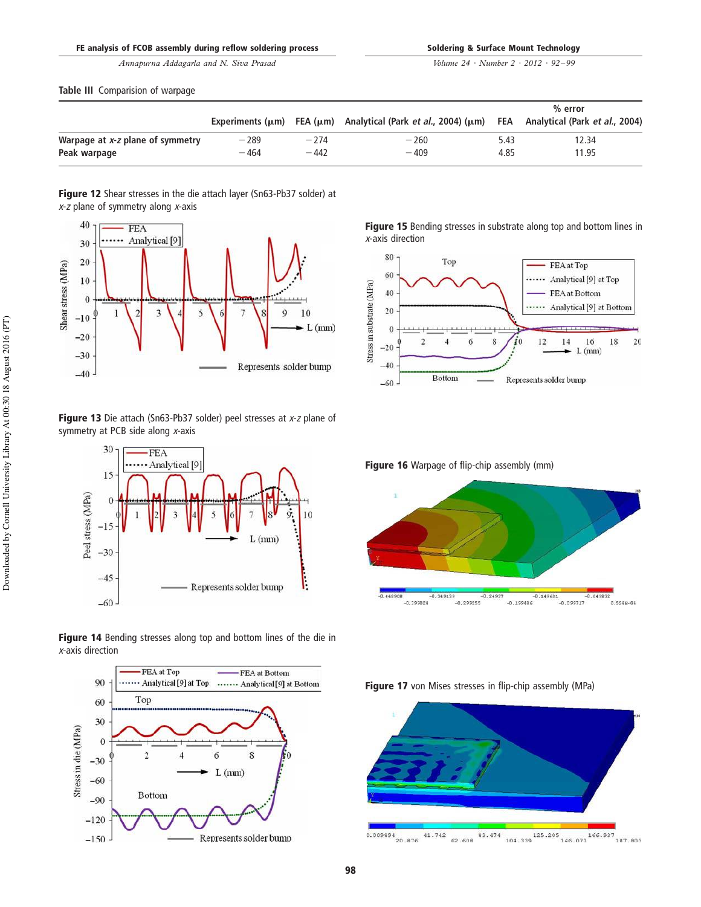**Table III** Comparision of warpage

| | Experiments (μm) | FEA (μm) | Analytical (Park *et al.*, 2004) (μm) | % error FEA | % error Analytical (Park *et al.*, 2004) |
|---|---|---|---|---|---|
| Warpage at *x-z* plane of symmetry | −289 | −274 | −260 | 5.43 | 12.34 |
| Peak warpage | −464 | −442 | −409 | 4.85 | 11.95 |

**Figure 12** Shear stresses in the die attach layer (Sn63-Pb37 solder) at *x-z* plane of symmetry along *x*-axis

**Figure 13** Die attach (Sn63-Pb37 solder) peel stresses at *x-z* plane of symmetry at PCB side along *x*-axis

**Figure 14** Bending stresses along top and bottom lines of the die in *x*-axis direction

**Figure 15** Bending stresses in substrate along top and bottom lines in *x*-axis direction

**Figure 16** Warpage of flip-chip assembly (mm)

**Figure 17** von Mises stresses in flip-chip assembly (MPa)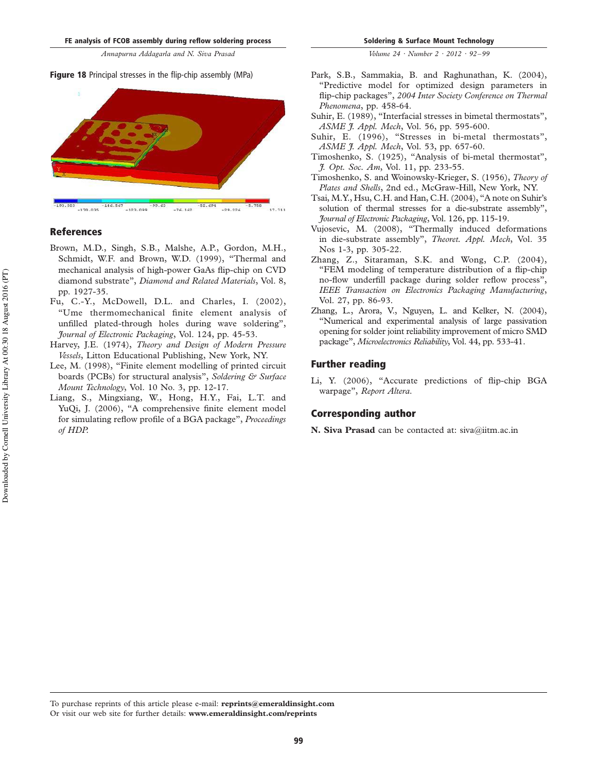**Figure 18** Principal stresses in the flip-chip assembly (MPa)

## References

Brown, M.D., Singh, S.B., Malshe, A.P., Gordon, M.H., Schmidt, W.F. and Brown, W.D. (1999), "Thermal and mechanical analysis of high-power GaAs flip-chip on CVD diamond substrate", *Diamond and Related Materials*, Vol. 8, pp. 1927-35.

Fu, C.-Y., McDowell, D.L. and Charles, I. (2002), "Ume thermomechanical finite element analysis of unfilled plated-through holes during wave soldering", *Journal of Electronic Packaging*, Vol. 124, pp. 45-53.

Harvey, J.E. (1974), *Theory and Design of Modern Pressure Vessels*, Litton Educational Publishing, New York, NY.

Lee, M. (1998), "Finite element modelling of printed circuit boards (PCBs) for structural analysis", *Soldering & Surface Mount Technology*, Vol. 10 No. 3, pp. 12-17.

Liang, S., Mingxiang, W., Hong, H.Y., Fai, L.T. and YuQi, J. (2006), "A comprehensive finite element model for simulating reflow profile of a BGA package", *Proceedings of HDP*.

Park, S.B., Sammakia, B. and Raghunathan, K. (2004), "Predictive model for optimized design parameters in flip-chip packages", *2004 Inter Society Conference on Thermal Phenomena*, pp. 458-64.

Suhir, E. (1989), "Interfacial stresses in bimetal thermostats", *ASME J. Appl. Mech*, Vol. 56, pp. 595-600.

Suhir, E. (1996), "Stresses in bi-metal thermostats", *ASME J. Appl. Mech*, Vol. 53, pp. 657-60.

Timoshenko, S. (1925), "Analysis of bi-metal thermostat", *J. Opt. Soc. Am*, Vol. 11, pp. 233-55.

Timoshenko, S. and Woinowsky-Krieger, S. (1956), *Theory of Plates and Shells*, 2nd ed., McGraw-Hill, New York, NY.

Tsai, M.Y., Hsu, C.H. and Han, C.H. (2004), "A note on Suhir's solution of thermal stresses for a die-substrate assembly", *Journal of Electronic Packaging*, Vol. 126, pp. 115-19.

Vujosevic, M. (2008), "Thermally induced deformations in die-substrate assembly", *Theoret. Appl. Mech*, Vol. 35 Nos 1-3, pp. 305-22.

Zhang, Z., Sitaraman, S.K. and Wong, C.P. (2004), "FEM modeling of temperature distribution of a flip-chip no-flow underfill package during solder reflow process", *IEEE Transaction on Electronics Packaging Manufacturing*, Vol. 27, pp. 86-93.

Zhang, L., Arora, V., Nguyen, L. and Kelker, N. (2004), "Numerical and experimental analysis of large passivation opening for solder joint reliability improvement of micro SMD package", *Microelectronics Reliability*, Vol. 44, pp. 533-41.

## Further reading

Li, Y. (2006), "Accurate predictions of flip-chip BGA warpage", *Report Altera*.

## Corresponding author

**N. Siva Prasad** can be contacted at: siva@iitm.ac.in

To purchase reprints of this article please e-mail: **reprints@emeraldinsight.com**
Or visit our web site for further details: **www.emeraldinsight.com/reprints**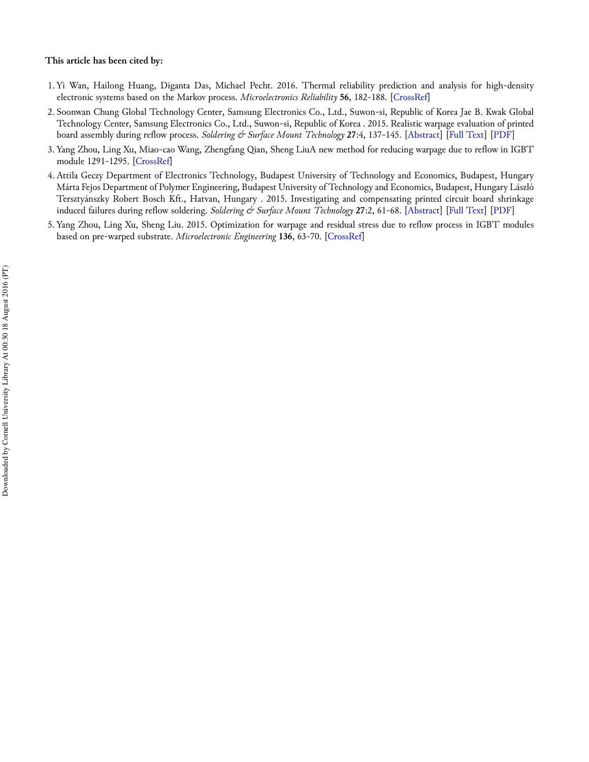**This article has been cited by:**

1. Yi Wan, Hailong Huang, Diganta Das, Michael Pecht. 2016. Thermal reliability prediction and analysis for high-density electronic systems based on the Markov process. *Microelectronics Reliability* **56**, 182-188. [CrossRef]
2. Soonwan Chung Global Technology Center, Samsung Electronics Co., Ltd., Suwon-si, Republic of Korea Jae B. Kwak Global Technology Center, Samsung Electronics Co., Ltd., Suwon-si, Republic of Korea . 2015. Realistic warpage evaluation of printed board assembly during reflow process. *Soldering & Surface Mount Technology* **27**:4, 137-145. [Abstract] [Full Text] [PDF]
3. Yang Zhou, Ling Xu, Miao-cao Wang, Zhengfang Qian, Sheng LiuA new method for reducing warpage due to reflow in IGBT module 1291-1295. [CrossRef]
4. Attila Geczy Department of Electronics Technology, Budapest University of Technology and Economics, Budapest, Hungary Márta Fejos Department of Polymer Engineering, Budapest University of Technology and Economics, Budapest, Hungary László Tersztyánszky Robert Bosch Kft., Hatvan, Hungary . 2015. Investigating and compensating printed circuit board shrinkage induced failures during reflow soldering. *Soldering & Surface Mount Technology* **27**:2, 61-68. [Abstract] [Full Text] [PDF]
5. Yang Zhou, Ling Xu, Sheng Liu. 2015. Optimization for warpage and residual stress due to reflow process in IGBT modules based on pre-warped substrate. *Microelectronic Engineering* **136**, 63-70. [CrossRef]